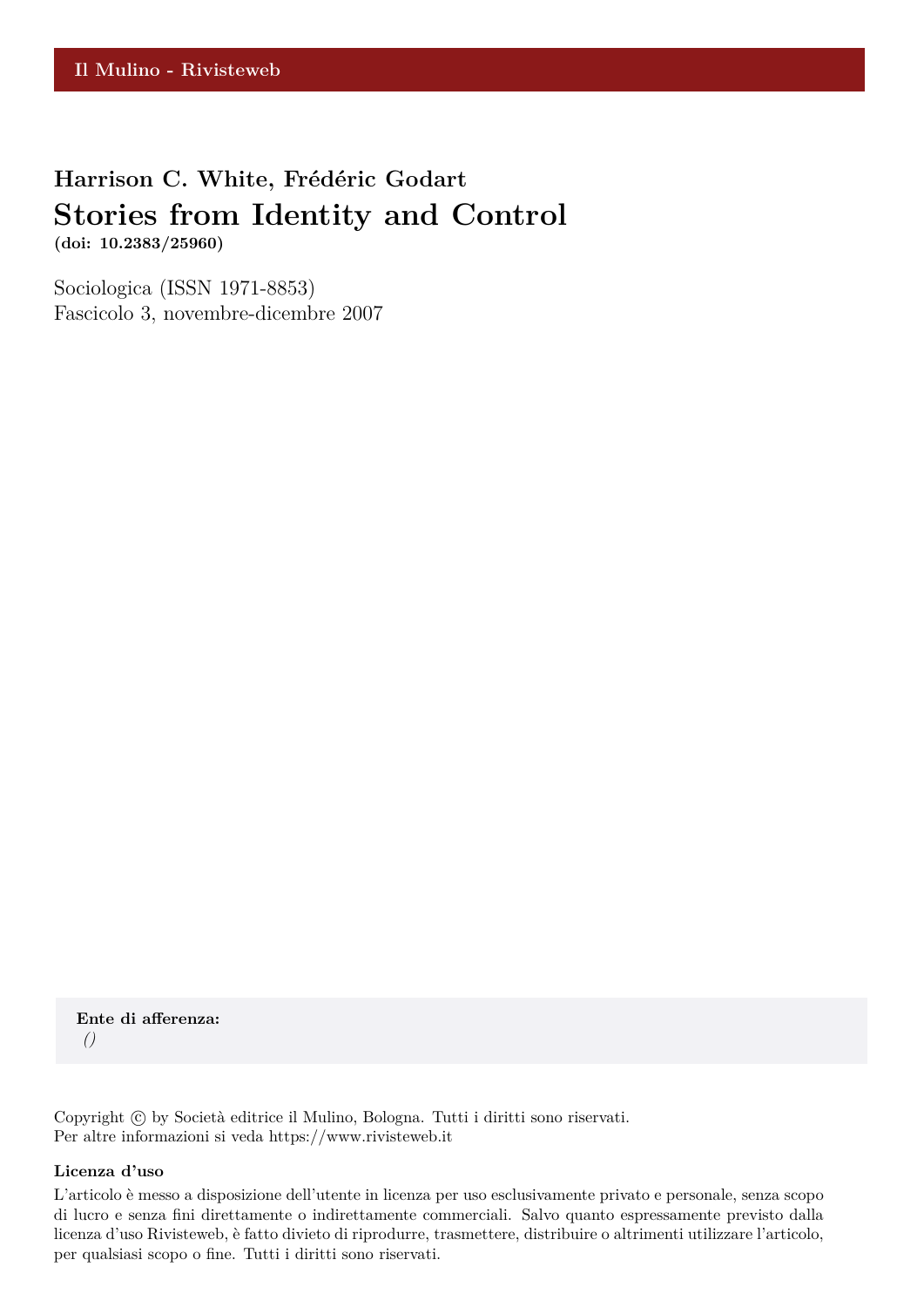Il Mulino - Rivisteweb

**Harrison C. White, Frédéric Godart**

# Stories from Identity and Control

**(doi: 10.2383/25960)**

Sociologica (ISSN 1971-8853)
Fascicolo 3, novembre-dicembre 2007

**Ente di afferenza:**
*()*

Copyright © by Società editrice il Mulino, Bologna. Tutti i diritti sono riservati.
Per altre informazioni si veda https://www.rivisteweb.it

**Licenza d'uso**

L'articolo è messo a disposizione dell'utente in licenza per uso esclusivamente privato e personale, senza scopo di lucro e senza fini direttamente o indirettamente commerciali. Salvo quanto espressamente previsto dalla licenza d'uso Rivisteweb, è fatto divieto di riprodurre, trasmettere, distribuire o altrimenti utilizzare l'articolo, per qualsiasi scopo o fine. Tutti i diritti sono riservati.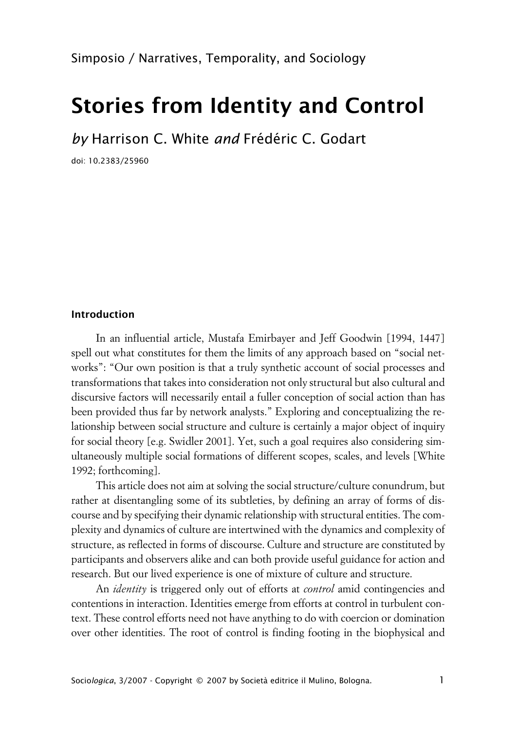Simposio / Narratives, Temporality, and Sociology

# Stories from Identity and Control

*by* Harrison C. White *and* Frédéric C. Godart

doi: 10.2383/25960

### Introduction

In an influential article, Mustafa Emirbayer and Jeff Goodwin [1994, 1447] spell out what constitutes for them the limits of any approach based on "social networks": "Our own position is that a truly synthetic account of social processes and transformations that takes into consideration not only structural but also cultural and discursive factors will necessarily entail a fuller conception of social action than has been provided thus far by network analysts." Exploring and conceptualizing the relationship between social structure and culture is certainly a major object of inquiry for social theory [e.g. Swidler 2001]. Yet, such a goal requires also considering simultaneously multiple social formations of different scopes, scales, and levels [White 1992; forthcoming].

This article does not aim at solving the social structure/culture conundrum, but rather at disentangling some of its subtleties, by defining an array of forms of discourse and by specifying their dynamic relationship with structural entities. The complexity and dynamics of culture are intertwined with the dynamics and complexity of structure, as reflected in forms of discourse. Culture and structure are constituted by participants and observers alike and can both provide useful guidance for action and research. But our lived experience is one of mixture of culture and structure.

An *identity* is triggered only out of efforts at *control* amid contingencies and contentions in interaction. Identities emerge from efforts at control in turbulent context. These control efforts need not have anything to do with coercion or domination over other identities. The root of control is finding footing in the biophysical and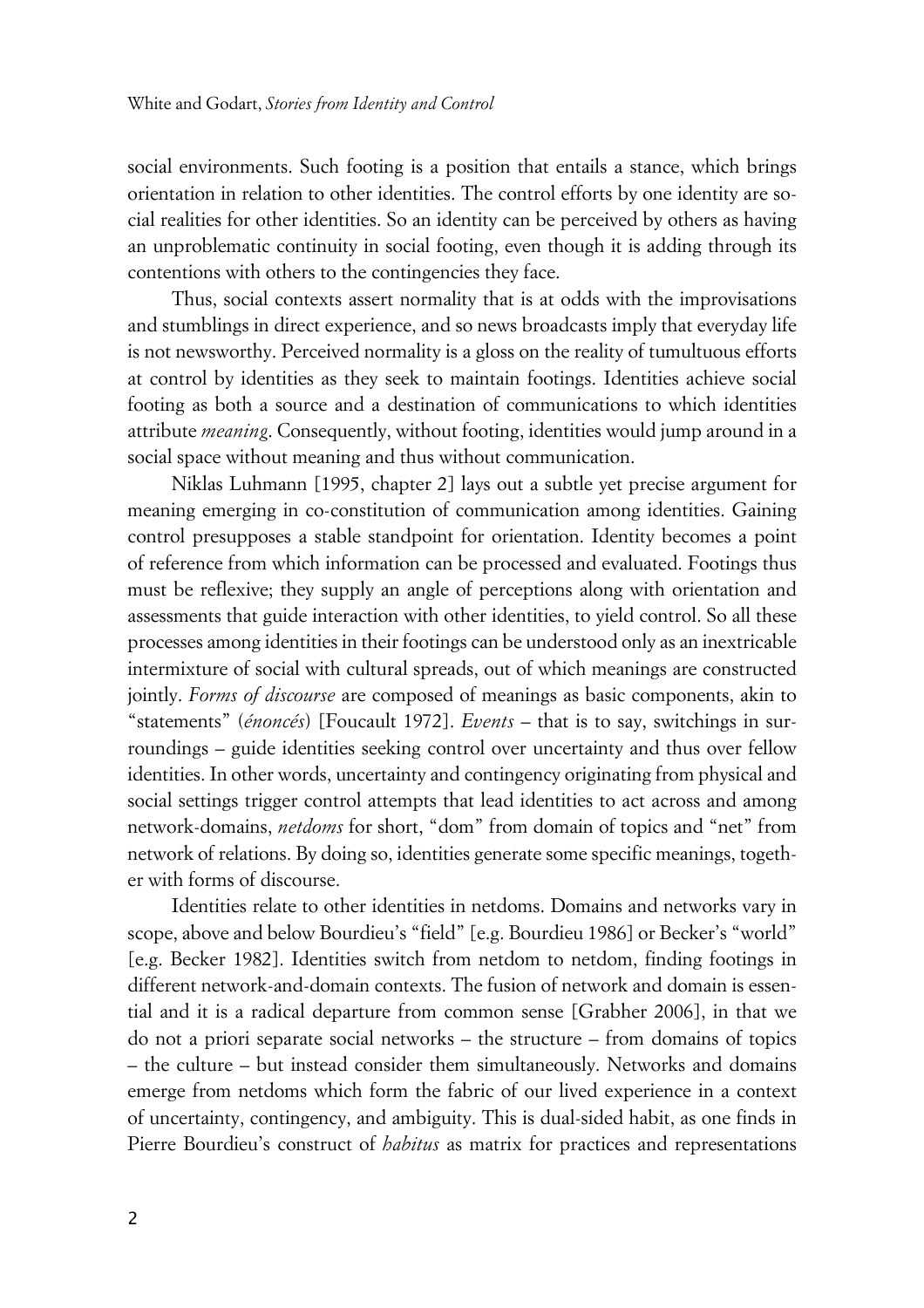social environments. Such footing is a position that entails a stance, which brings orientation in relation to other identities. The control efforts by one identity are social realities for other identities. So an identity can be perceived by others as having an unproblematic continuity in social footing, even though it is adding through its contentions with others to the contingencies they face.

Thus, social contexts assert normality that is at odds with the improvisations and stumblings in direct experience, and so news broadcasts imply that everyday life is not newsworthy. Perceived normality is a gloss on the reality of tumultuous efforts at control by identities as they seek to maintain footings. Identities achieve social footing as both a source and a destination of communications to which identities attribute *meaning*. Consequently, without footing, identities would jump around in a social space without meaning and thus without communication.

Niklas Luhmann [1995, chapter 2] lays out a subtle yet precise argument for meaning emerging in co-constitution of communication among identities. Gaining control presupposes a stable standpoint for orientation. Identity becomes a point of reference from which information can be processed and evaluated. Footings thus must be reflexive; they supply an angle of perceptions along with orientation and assessments that guide interaction with other identities, to yield control. So all these processes among identities in their footings can be understood only as an inextricable intermixture of social with cultural spreads, out of which meanings are constructed jointly. *Forms of discourse* are composed of meanings as basic components, akin to "statements" (*énoncés*) [Foucault 1972]. *Events* – that is to say, switchings in surroundings – guide identities seeking control over uncertainty and thus over fellow identities. In other words, uncertainty and contingency originating from physical and social settings trigger control attempts that lead identities to act across and among network-domains, *netdoms* for short, "dom" from domain of topics and "net" from network of relations. By doing so, identities generate some specific meanings, together with forms of discourse.

Identities relate to other identities in netdoms. Domains and networks vary in scope, above and below Bourdieu's "field" [e.g. Bourdieu 1986] or Becker's "world" [e.g. Becker 1982]. Identities switch from netdom to netdom, finding footings in different network-and-domain contexts. The fusion of network and domain is essential and it is a radical departure from common sense [Grabher 2006], in that we do not a priori separate social networks – the structure – from domains of topics – the culture – but instead consider them simultaneously. Networks and domains emerge from netdoms which form the fabric of our lived experience in a context of uncertainty, contingency, and ambiguity. This is dual-sided habit, as one finds in Pierre Bourdieu's construct of *habitus* as matrix for practices and representations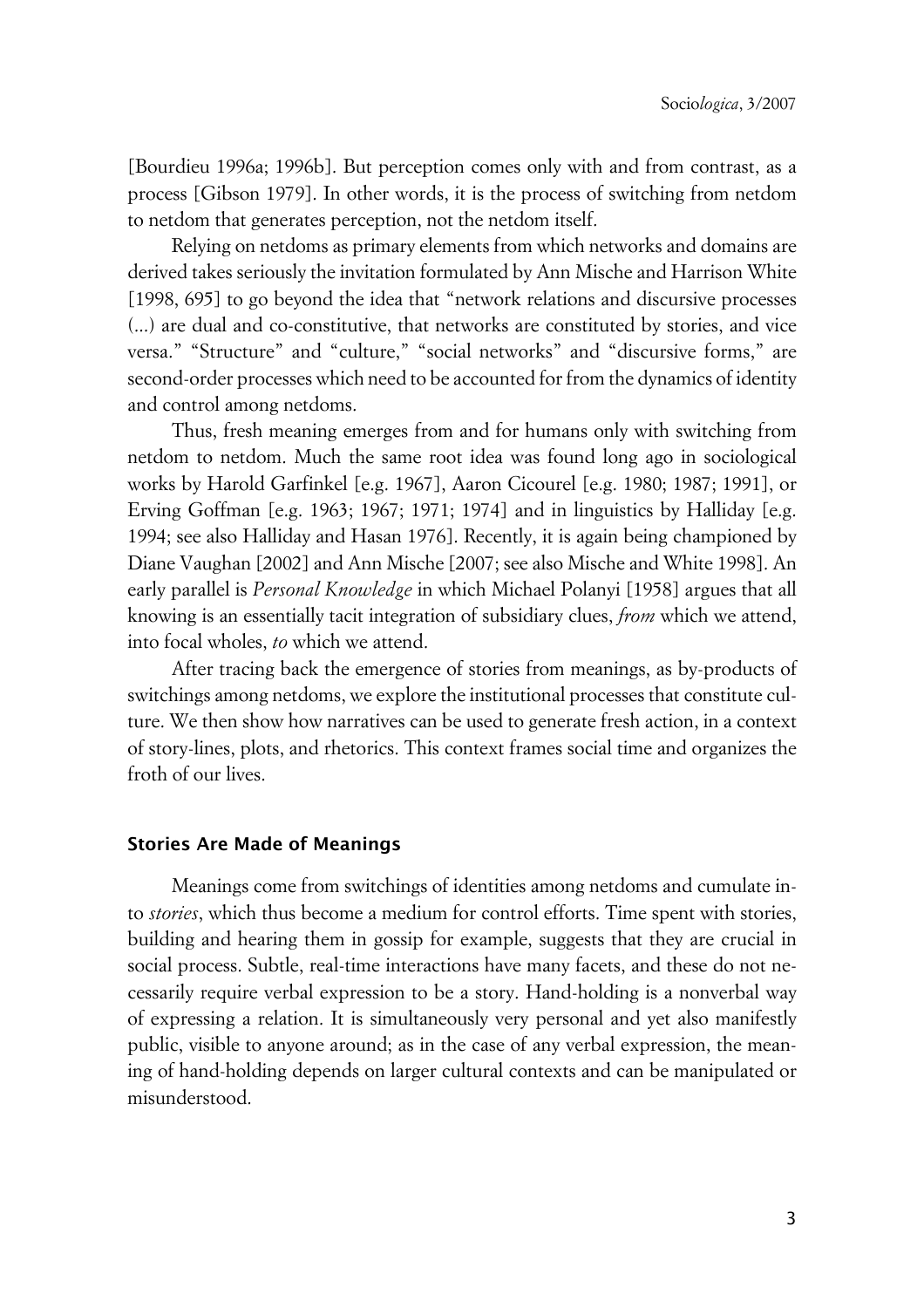[Bourdieu 1996a; 1996b]. But perception comes only with and from contrast, as a process [Gibson 1979]. In other words, it is the process of switching from netdom to netdom that generates perception, not the netdom itself.

Relying on netdoms as primary elements from which networks and domains are derived takes seriously the invitation formulated by Ann Mische and Harrison White [1998, 695] to go beyond the idea that "network relations and discursive processes (...) are dual and co-constitutive, that networks are constituted by stories, and vice versa." "Structure" and "culture," "social networks" and "discursive forms," are second-order processes which need to be accounted for from the dynamics of identity and control among netdoms.

Thus, fresh meaning emerges from and for humans only with switching from netdom to netdom. Much the same root idea was found long ago in sociological works by Harold Garfinkel [e.g. 1967], Aaron Cicourel [e.g. 1980; 1987; 1991], or Erving Goffman [e.g. 1963; 1967; 1971; 1974] and in linguistics by Halliday [e.g. 1994; see also Halliday and Hasan 1976]. Recently, it is again being championed by Diane Vaughan [2002] and Ann Mische [2007; see also Mische and White 1998]. An early parallel is *Personal Knowledge* in which Michael Polanyi [1958] argues that all knowing is an essentially tacit integration of subsidiary clues, *from* which we attend, into focal wholes, *to* which we attend.

After tracing back the emergence of stories from meanings, as by-products of switchings among netdoms, we explore the institutional processes that constitute culture. We then show how narratives can be used to generate fresh action, in a context of story-lines, plots, and rhetorics. This context frames social time and organizes the froth of our lives.

## Stories Are Made of Meanings

Meanings come from switchings of identities among netdoms and cumulate into *stories*, which thus become a medium for control efforts. Time spent with stories, building and hearing them in gossip for example, suggests that they are crucial in social process. Subtle, real-time interactions have many facets, and these do not necessarily require verbal expression to be a story. Hand-holding is a nonverbal way of expressing a relation. It is simultaneously very personal and yet also manifestly public, visible to anyone around; as in the case of any verbal expression, the meaning of hand-holding depends on larger cultural contexts and can be manipulated or misunderstood.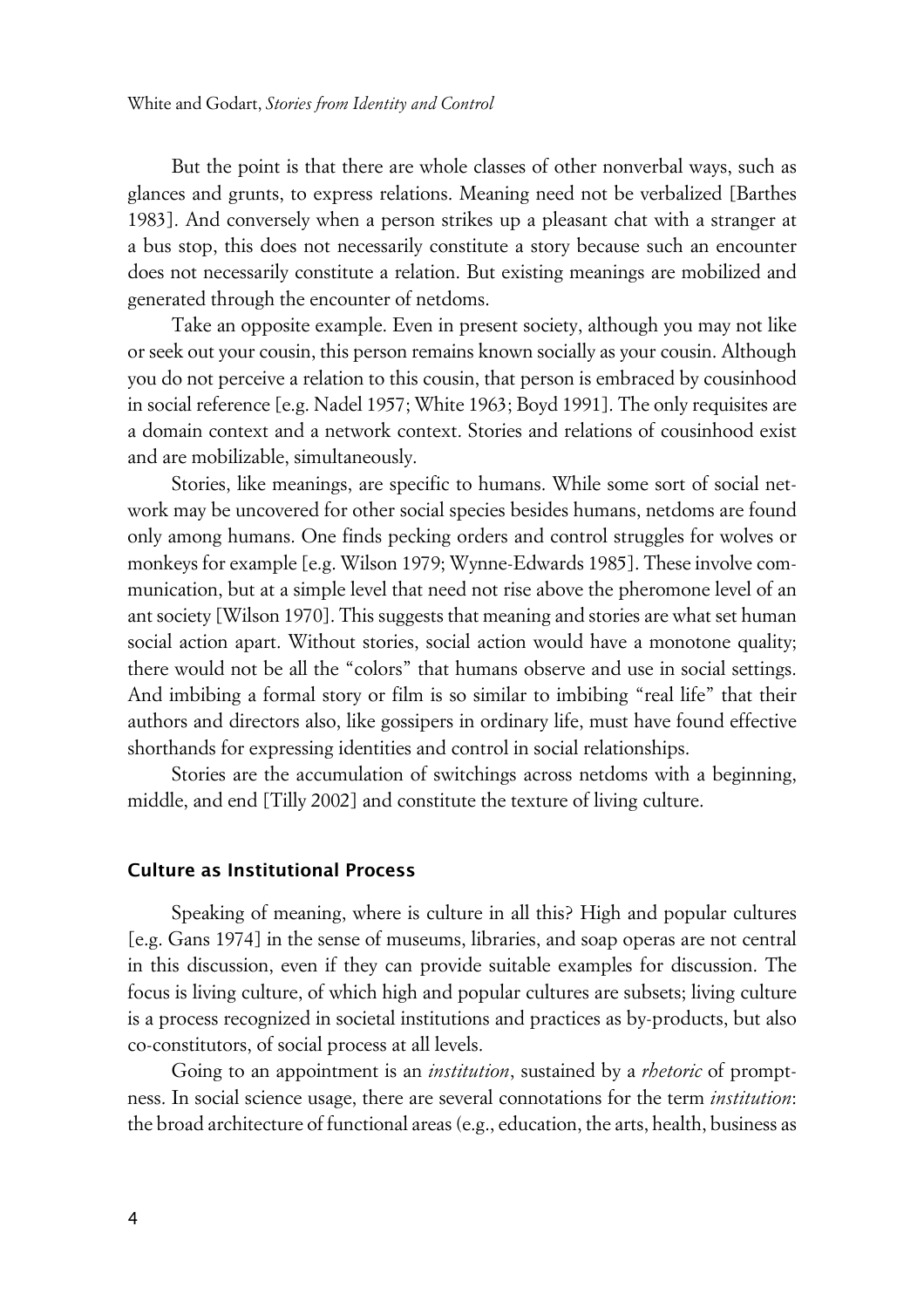But the point is that there are whole classes of other nonverbal ways, such as glances and grunts, to express relations. Meaning need not be verbalized [Barthes 1983]. And conversely when a person strikes up a pleasant chat with a stranger at a bus stop, this does not necessarily constitute a story because such an encounter does not necessarily constitute a relation. But existing meanings are mobilized and generated through the encounter of netdoms.

Take an opposite example. Even in present society, although you may not like or seek out your cousin, this person remains known socially as your cousin. Although you do not perceive a relation to this cousin, that person is embraced by cousinhood in social reference [e.g. Nadel 1957; White 1963; Boyd 1991]. The only requisites are a domain context and a network context. Stories and relations of cousinhood exist and are mobilizable, simultaneously.

Stories, like meanings, are specific to humans. While some sort of social network may be uncovered for other social species besides humans, netdoms are found only among humans. One finds pecking orders and control struggles for wolves or monkeys for example [e.g. Wilson 1979; Wynne-Edwards 1985]. These involve communication, but at a simple level that need not rise above the pheromone level of an ant society [Wilson 1970]. This suggests that meaning and stories are what set human social action apart. Without stories, social action would have a monotone quality; there would not be all the "colors" that humans observe and use in social settings. And imbibing a formal story or film is so similar to imbibing "real life" that their authors and directors also, like gossipers in ordinary life, must have found effective shorthands for expressing identities and control in social relationships.

Stories are the accumulation of switchings across netdoms with a beginning, middle, and end [Tilly 2002] and constitute the texture of living culture.

## Culture as Institutional Process

Speaking of meaning, where is culture in all this? High and popular cultures [e.g. Gans 1974] in the sense of museums, libraries, and soap operas are not central in this discussion, even if they can provide suitable examples for discussion. The focus is living culture, of which high and popular cultures are subsets; living culture is a process recognized in societal institutions and practices as by-products, but also co-constitutors, of social process at all levels.

Going to an appointment is an *institution*, sustained by a *rhetoric* of promptness. In social science usage, there are several connotations for the term *institution*: the broad architecture of functional areas (e.g., education, the arts, health, business as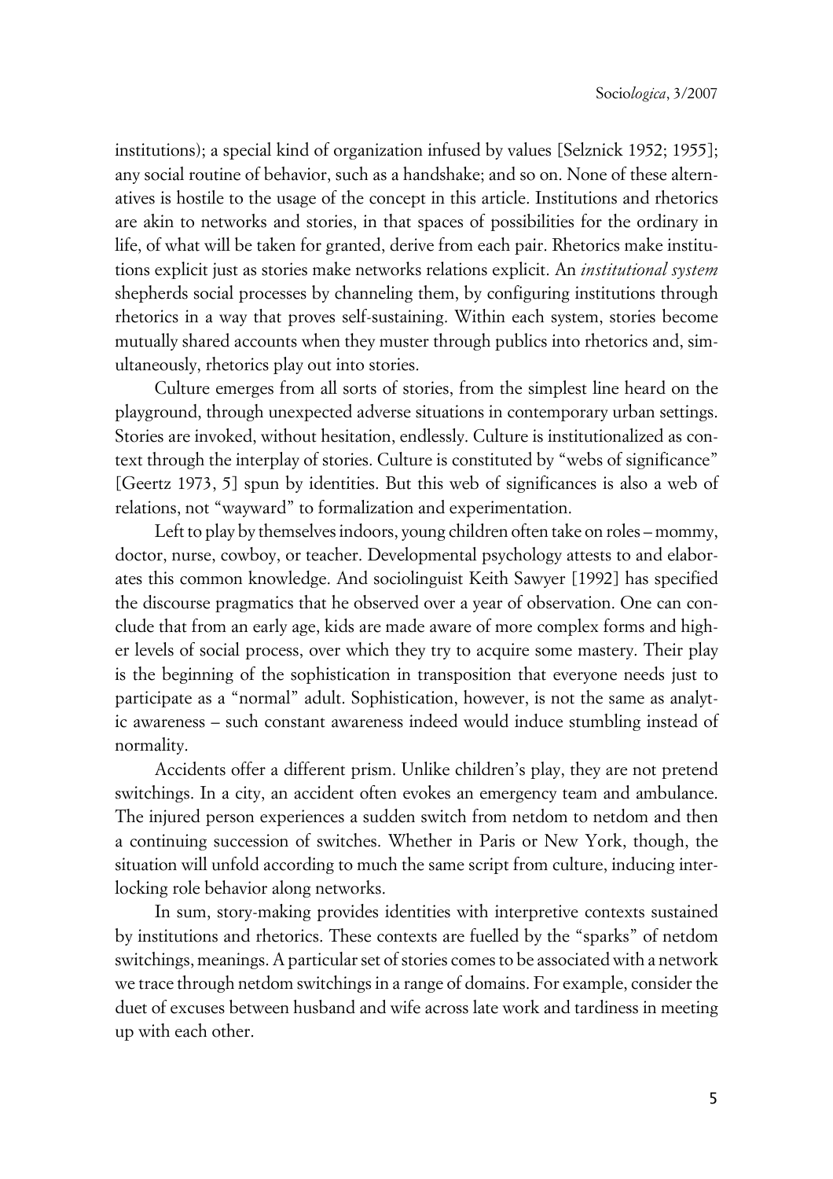institutions); a special kind of organization infused by values [Selznick 1952; 1955]; any social routine of behavior, such as a handshake; and so on. None of these alternatives is hostile to the usage of the concept in this article. Institutions and rhetorics are akin to networks and stories, in that spaces of possibilities for the ordinary in life, of what will be taken for granted, derive from each pair. Rhetorics make institutions explicit just as stories make networks relations explicit. An *institutional system* shepherds social processes by channeling them, by configuring institutions through rhetorics in a way that proves self-sustaining. Within each system, stories become mutually shared accounts when they muster through publics into rhetorics and, simultaneously, rhetorics play out into stories.

Culture emerges from all sorts of stories, from the simplest line heard on the playground, through unexpected adverse situations in contemporary urban settings. Stories are invoked, without hesitation, endlessly. Culture is institutionalized as context through the interplay of stories. Culture is constituted by "webs of significance" [Geertz 1973, 5] spun by identities. But this web of significances is also a web of relations, not "wayward" to formalization and experimentation.

Left to play by themselves indoors, young children often take on roles – mommy, doctor, nurse, cowboy, or teacher. Developmental psychology attests to and elaborates this common knowledge. And sociolinguist Keith Sawyer [1992] has specified the discourse pragmatics that he observed over a year of observation. One can conclude that from an early age, kids are made aware of more complex forms and higher levels of social process, over which they try to acquire some mastery. Their play is the beginning of the sophistication in transposition that everyone needs just to participate as a "normal" adult. Sophistication, however, is not the same as analytic awareness – such constant awareness indeed would induce stumbling instead of normality.

Accidents offer a different prism. Unlike children's play, they are not pretend switchings. In a city, an accident often evokes an emergency team and ambulance. The injured person experiences a sudden switch from netdom to netdom and then a continuing succession of switches. Whether in Paris or New York, though, the situation will unfold according to much the same script from culture, inducing interlocking role behavior along networks.

In sum, story-making provides identities with interpretive contexts sustained by institutions and rhetorics. These contexts are fuelled by the "sparks" of netdom switchings, meanings. A particular set of stories comes to be associated with a network we trace through netdom switchings in a range of domains. For example, consider the duet of excuses between husband and wife across late work and tardiness in meeting up with each other.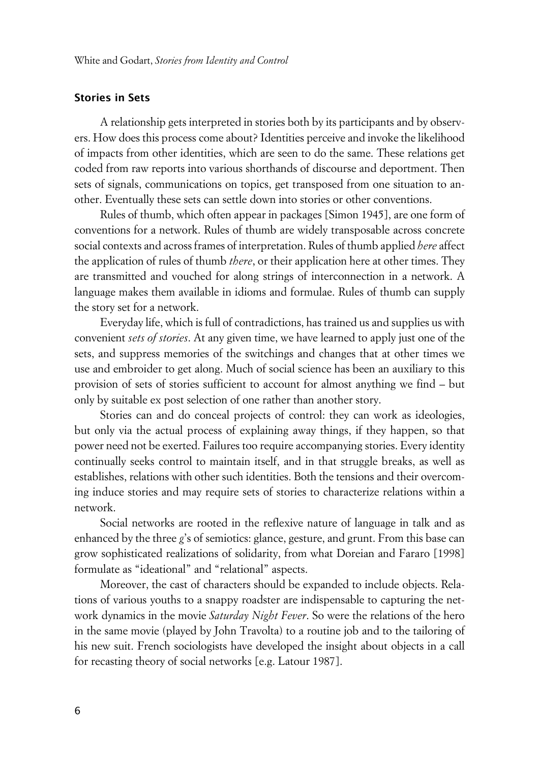### Stories in Sets

A relationship gets interpreted in stories both by its participants and by observers. How does this process come about? Identities perceive and invoke the likelihood of impacts from other identities, which are seen to do the same. These relations get coded from raw reports into various shorthands of discourse and deportment. Then sets of signals, communications on topics, get transposed from one situation to another. Eventually these sets can settle down into stories or other conventions.

Rules of thumb, which often appear in packages [Simon 1945], are one form of conventions for a network. Rules of thumb are widely transposable across concrete social contexts and across frames of interpretation. Rules of thumb applied *here* affect the application of rules of thumb *there*, or their application here at other times. They are transmitted and vouched for along strings of interconnection in a network. A language makes them available in idioms and formulae. Rules of thumb can supply the story set for a network.

Everyday life, which is full of contradictions, has trained us and supplies us with convenient *sets of stories*. At any given time, we have learned to apply just one of the sets, and suppress memories of the switchings and changes that at other times we use and embroider to get along. Much of social science has been an auxiliary to this provision of sets of stories sufficient to account for almost anything we find – but only by suitable ex post selection of one rather than another story.

Stories can and do conceal projects of control: they can work as ideologies, but only via the actual process of explaining away things, if they happen, so that power need not be exerted. Failures too require accompanying stories. Every identity continually seeks control to maintain itself, and in that struggle breaks, as well as establishes, relations with other such identities. Both the tensions and their overcoming induce stories and may require sets of stories to characterize relations within a network.

Social networks are rooted in the reflexive nature of language in talk and as enhanced by the three *g*'s of semiotics: glance, gesture, and grunt. From this base can grow sophisticated realizations of solidarity, from what Doreian and Fararo [1998] formulate as "ideational" and "relational" aspects.

Moreover, the cast of characters should be expanded to include objects. Relations of various youths to a snappy roadster are indispensable to capturing the network dynamics in the movie *Saturday Night Fever*. So were the relations of the hero in the same movie (played by John Travolta) to a routine job and to the tailoring of his new suit. French sociologists have developed the insight about objects in a call for recasting theory of social networks [e.g. Latour 1987].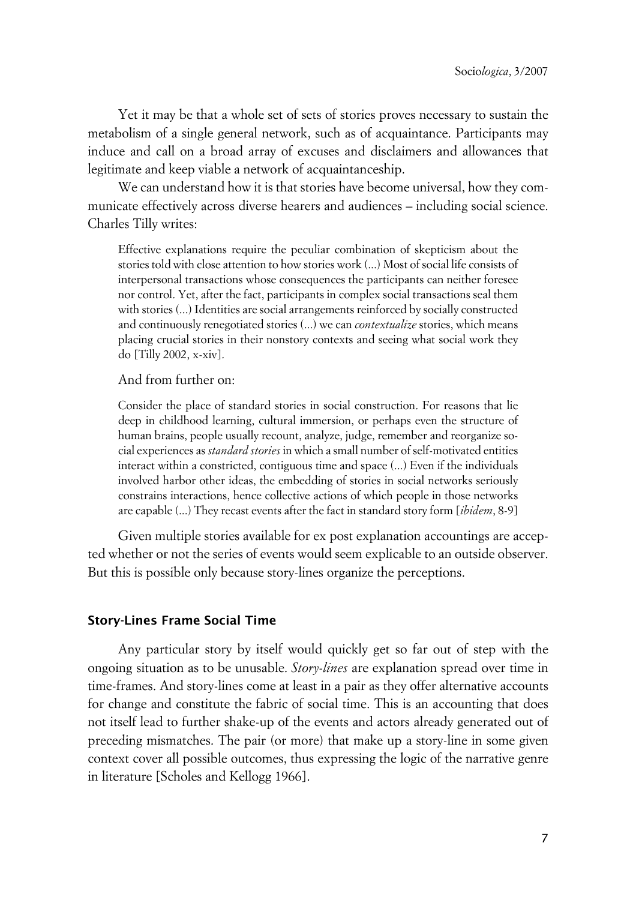Yet it may be that a whole set of sets of stories proves necessary to sustain the metabolism of a single general network, such as of acquaintance. Participants may induce and call on a broad array of excuses and disclaimers and allowances that legitimate and keep viable a network of acquaintanceship.

We can understand how it is that stories have become universal, how they communicate effectively across diverse hearers and audiences – including social science. Charles Tilly writes:

> Effective explanations require the peculiar combination of skepticism about the stories told with close attention to how stories work (...) Most of social life consists of interpersonal transactions whose consequences the participants can neither foresee nor control. Yet, after the fact, participants in complex social transactions seal them with stories (...) Identities are social arrangements reinforced by socially constructed and continuously renegotiated stories (...) we can *contextualize* stories, which means placing crucial stories in their nonstory contexts and seeing what social work they do [Tilly 2002, x-xiv].

And from further on:

> Consider the place of standard stories in social construction. For reasons that lie deep in childhood learning, cultural immersion, or perhaps even the structure of human brains, people usually recount, analyze, judge, remember and reorganize social experiences as *standard stories* in which a small number of self-motivated entities interact within a constricted, contiguous time and space (...) Even if the individuals involved harbor other ideas, the embedding of stories in social networks seriously constrains interactions, hence collective actions of which people in those networks are capable (...) They recast events after the fact in standard story form [*ibidem*, 8-9]

Given multiple stories available for ex post explanation accountings are accepted whether or not the series of events would seem explicable to an outside observer. But this is possible only because story-lines organize the perceptions.

## Story-Lines Frame Social Time

Any particular story by itself would quickly get so far out of step with the ongoing situation as to be unusable. *Story-lines* are explanation spread over time in time-frames. And story-lines come at least in a pair as they offer alternative accounts for change and constitute the fabric of social time. This is an accounting that does not itself lead to further shake-up of the events and actors already generated out of preceding mismatches. The pair (or more) that make up a story-line in some given context cover all possible outcomes, thus expressing the logic of the narrative genre in literature [Scholes and Kellogg 1966].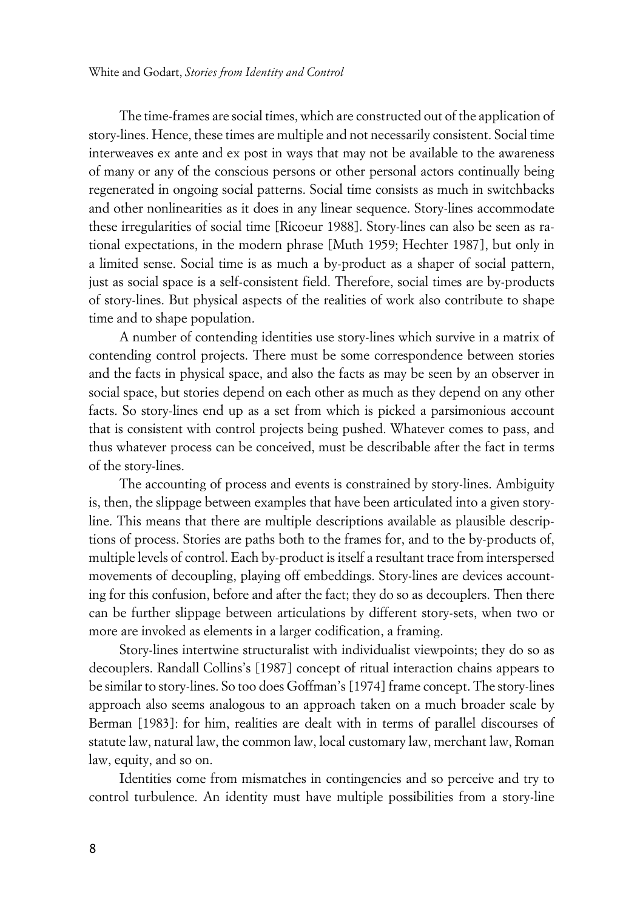The time-frames are social times, which are constructed out of the application of story-lines. Hence, these times are multiple and not necessarily consistent. Social time interweaves ex ante and ex post in ways that may not be available to the awareness of many or any of the conscious persons or other personal actors continually being regenerated in ongoing social patterns. Social time consists as much in switchbacks and other nonlinearities as it does in any linear sequence. Story-lines accommodate these irregularities of social time [Ricoeur 1988]. Story-lines can also be seen as rational expectations, in the modern phrase [Muth 1959; Hechter 1987], but only in a limited sense. Social time is as much a by-product as a shaper of social pattern, just as social space is a self-consistent field. Therefore, social times are by-products of story-lines. But physical aspects of the realities of work also contribute to shape time and to shape population.

A number of contending identities use story-lines which survive in a matrix of contending control projects. There must be some correspondence between stories and the facts in physical space, and also the facts as may be seen by an observer in social space, but stories depend on each other as much as they depend on any other facts. So story-lines end up as a set from which is picked a parsimonious account that is consistent with control projects being pushed. Whatever comes to pass, and thus whatever process can be conceived, must be describable after the fact in terms of the story-lines.

The accounting of process and events is constrained by story-lines. Ambiguity is, then, the slippage between examples that have been articulated into a given story-line. This means that there are multiple descriptions available as plausible descriptions of process. Stories are paths both to the frames for, and to the by-products of, multiple levels of control. Each by-product is itself a resultant trace from interspersed movements of decoupling, playing off embeddings. Story-lines are devices accounting for this confusion, before and after the fact; they do so as decouplers. Then there can be further slippage between articulations by different story-sets, when two or more are invoked as elements in a larger codification, a framing.

Story-lines intertwine structuralist with individualist viewpoints; they do so as decouplers. Randall Collins's [1987] concept of ritual interaction chains appears to be similar to story-lines. So too does Goffman's [1974] frame concept. The story-lines approach also seems analogous to an approach taken on a much broader scale by Berman [1983]: for him, realities are dealt with in terms of parallel discourses of statute law, natural law, the common law, local customary law, merchant law, Roman law, equity, and so on.

Identities come from mismatches in contingencies and so perceive and try to control turbulence. An identity must have multiple possibilities from a story-line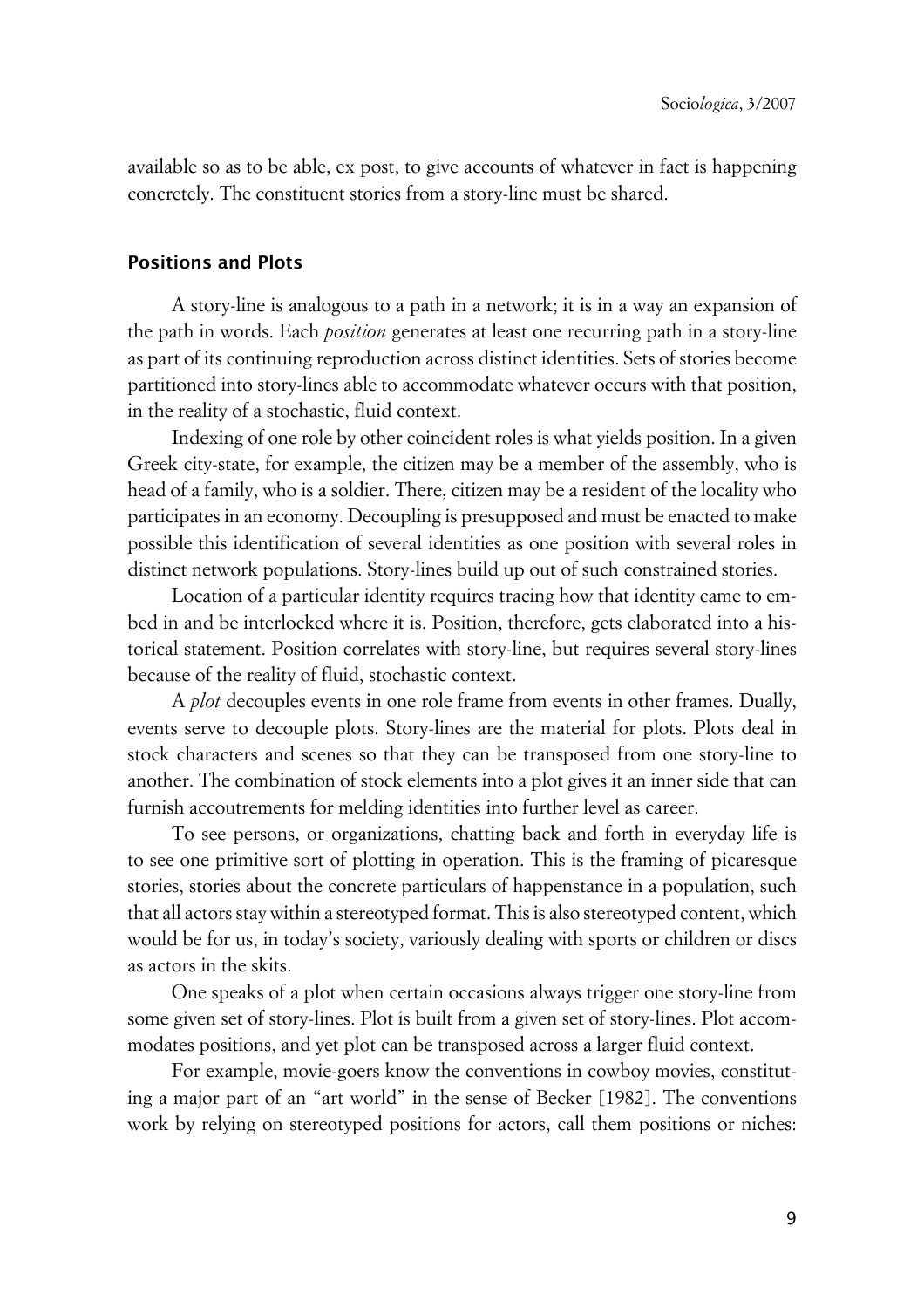available so as to be able, ex post, to give accounts of whatever in fact is happening concretely. The constituent stories from a story-line must be shared.

## Positions and Plots

A story-line is analogous to a path in a network; it is in a way an expansion of the path in words. Each *position* generates at least one recurring path in a story-line as part of its continuing reproduction across distinct identities. Sets of stories become partitioned into story-lines able to accommodate whatever occurs with that position, in the reality of a stochastic, fluid context.

Indexing of one role by other coincident roles is what yields position. In a given Greek city-state, for example, the citizen may be a member of the assembly, who is head of a family, who is a soldier. There, citizen may be a resident of the locality who participates in an economy. Decoupling is presupposed and must be enacted to make possible this identification of several identities as one position with several roles in distinct network populations. Story-lines build up out of such constrained stories.

Location of a particular identity requires tracing how that identity came to embed in and be interlocked where it is. Position, therefore, gets elaborated into a historical statement. Position correlates with story-line, but requires several story-lines because of the reality of fluid, stochastic context.

A *plot* decouples events in one role frame from events in other frames. Dually, events serve to decouple plots. Story-lines are the material for plots. Plots deal in stock characters and scenes so that they can be transposed from one story-line to another. The combination of stock elements into a plot gives it an inner side that can furnish accoutrements for melding identities into further level as career.

To see persons, or organizations, chatting back and forth in everyday life is to see one primitive sort of plotting in operation. This is the framing of picaresque stories, stories about the concrete particulars of happenstance in a population, such that all actors stay within a stereotyped format. This is also stereotyped content, which would be for us, in today's society, variously dealing with sports or children or discs as actors in the skits.

One speaks of a plot when certain occasions always trigger one story-line from some given set of story-lines. Plot is built from a given set of story-lines. Plot accommodates positions, and yet plot can be transposed across a larger fluid context.

For example, movie-goers know the conventions in cowboy movies, constituting a major part of an "art world" in the sense of Becker [1982]. The conventions work by relying on stereotyped positions for actors, call them positions or niches: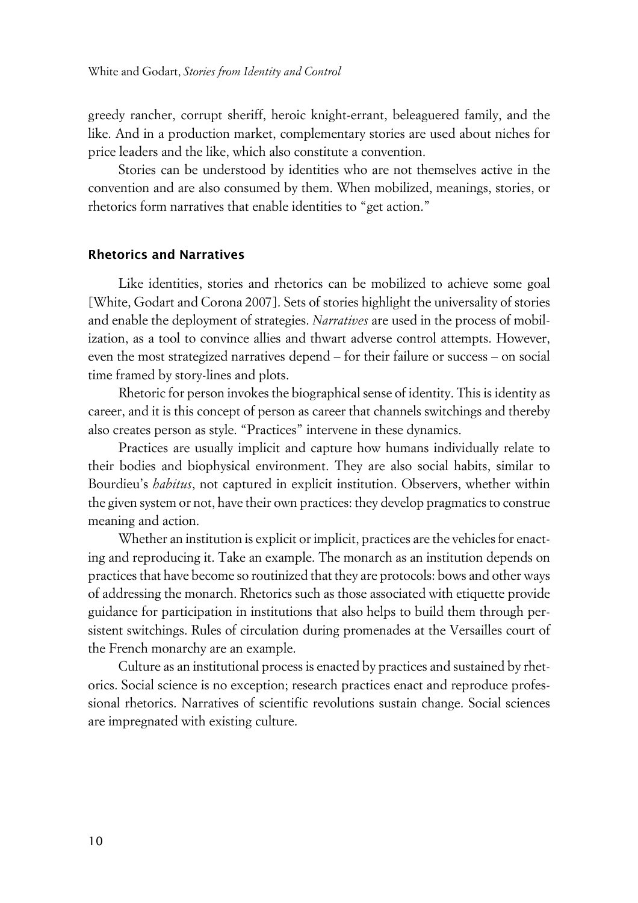greedy rancher, corrupt sheriff, heroic knight-errant, beleaguered family, and the like. And in a production market, complementary stories are used about niches for price leaders and the like, which also constitute a convention.

Stories can be understood by identities who are not themselves active in the convention and are also consumed by them. When mobilized, meanings, stories, or rhetorics form narratives that enable identities to "get action."

### Rhetorics and Narratives

Like identities, stories and rhetorics can be mobilized to achieve some goal [White, Godart and Corona 2007]. Sets of stories highlight the universality of stories and enable the deployment of strategies. *Narratives* are used in the process of mobilization, as a tool to convince allies and thwart adverse control attempts. However, even the most strategized narratives depend – for their failure or success – on social time framed by story-lines and plots.

Rhetoric for person invokes the biographical sense of identity. This is identity as career, and it is this concept of person as career that channels switchings and thereby also creates person as style. "Practices" intervene in these dynamics.

Practices are usually implicit and capture how humans individually relate to their bodies and biophysical environment. They are also social habits, similar to Bourdieu's *habitus*, not captured in explicit institution. Observers, whether within the given system or not, have their own practices: they develop pragmatics to construe meaning and action.

Whether an institution is explicit or implicit, practices are the vehicles for enacting and reproducing it. Take an example. The monarch as an institution depends on practices that have become so routinized that they are protocols: bows and other ways of addressing the monarch. Rhetorics such as those associated with etiquette provide guidance for participation in institutions that also helps to build them through persistent switchings. Rules of circulation during promenades at the Versailles court of the French monarchy are an example.

Culture as an institutional process is enacted by practices and sustained by rhetorics. Social science is no exception; research practices enact and reproduce professional rhetorics. Narratives of scientific revolutions sustain change. Social sciences are impregnated with existing culture.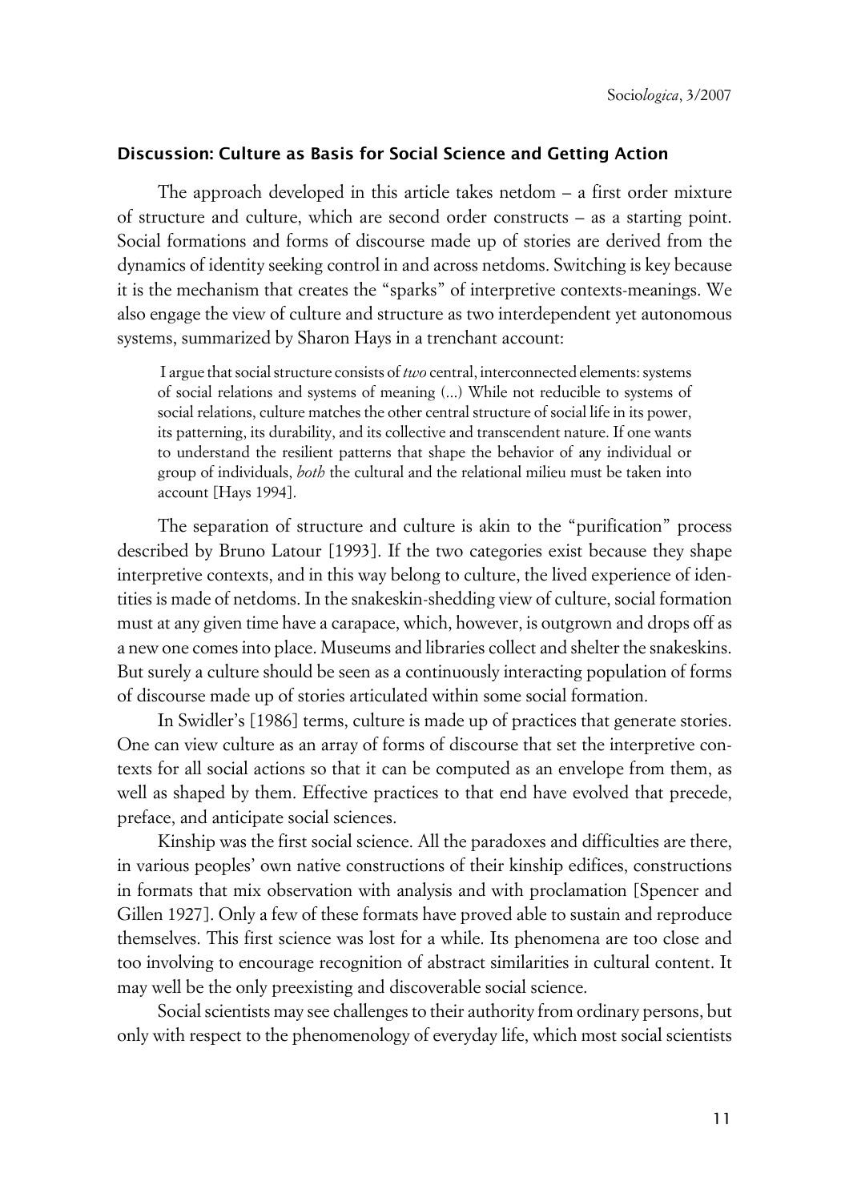### Discussion: Culture as Basis for Social Science and Getting Action

The approach developed in this article takes netdom – a first order mixture of structure and culture, which are second order constructs – as a starting point. Social formations and forms of discourse made up of stories are derived from the dynamics of identity seeking control in and across netdoms. Switching is key because it is the mechanism that creates the "sparks" of interpretive contexts-meanings. We also engage the view of culture and structure as two interdependent yet autonomous systems, summarized by Sharon Hays in a trenchant account:

> I argue that social structure consists of *two* central, interconnected elements: systems of social relations and systems of meaning (...) While not reducible to systems of social relations, culture matches the other central structure of social life in its power, its patterning, its durability, and its collective and transcendent nature. If one wants to understand the resilient patterns that shape the behavior of any individual or group of individuals, *both* the cultural and the relational milieu must be taken into account [Hays 1994].

The separation of structure and culture is akin to the "purification" process described by Bruno Latour [1993]. If the two categories exist because they shape interpretive contexts, and in this way belong to culture, the lived experience of identities is made of netdoms. In the snakeskin-shedding view of culture, social formation must at any given time have a carapace, which, however, is outgrown and drops off as a new one comes into place. Museums and libraries collect and shelter the snakeskins. But surely a culture should be seen as a continuously interacting population of forms of discourse made up of stories articulated within some social formation.

In Swidler's [1986] terms, culture is made up of practices that generate stories. One can view culture as an array of forms of discourse that set the interpretive contexts for all social actions so that it can be computed as an envelope from them, as well as shaped by them. Effective practices to that end have evolved that precede, preface, and anticipate social sciences.

Kinship was the first social science. All the paradoxes and difficulties are there, in various peoples' own native constructions of their kinship edifices, constructions in formats that mix observation with analysis and with proclamation [Spencer and Gillen 1927]. Only a few of these formats have proved able to sustain and reproduce themselves. This first science was lost for a while. Its phenomena are too close and too involving to encourage recognition of abstract similarities in cultural content. It may well be the only preexisting and discoverable social science.

Social scientists may see challenges to their authority from ordinary persons, but only with respect to the phenomenology of everyday life, which most social scientists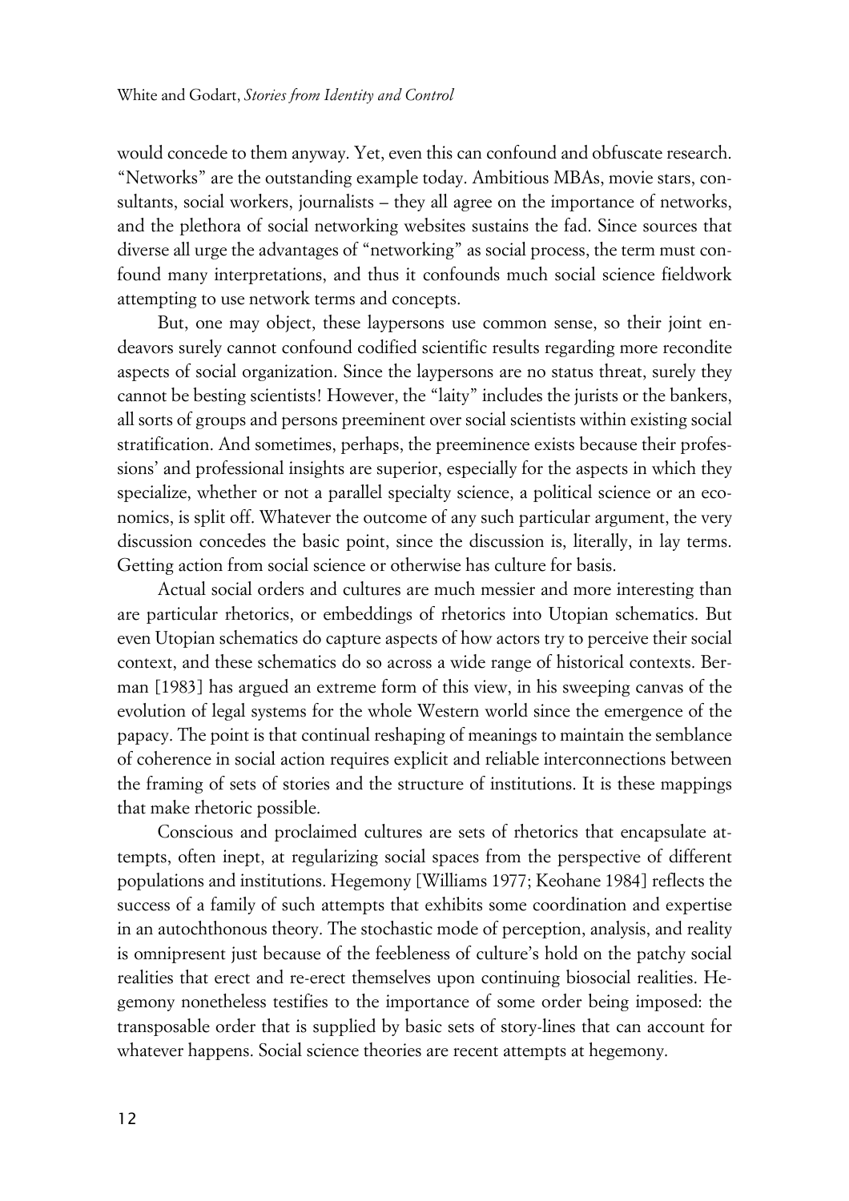would concede to them anyway. Yet, even this can confound and obfuscate research. "Networks" are the outstanding example today. Ambitious MBAs, movie stars, consultants, social workers, journalists – they all agree on the importance of networks, and the plethora of social networking websites sustains the fad. Since sources that diverse all urge the advantages of "networking" as social process, the term must confound many interpretations, and thus it confounds much social science fieldwork attempting to use network terms and concepts.

But, one may object, these laypersons use common sense, so their joint endeavors surely cannot confound codified scientific results regarding more recondite aspects of social organization. Since the laypersons are no status threat, surely they cannot be besting scientists! However, the "laity" includes the jurists or the bankers, all sorts of groups and persons preeminent over social scientists within existing social stratification. And sometimes, perhaps, the preeminence exists because their professions' and professional insights are superior, especially for the aspects in which they specialize, whether or not a parallel specialty science, a political science or an economics, is split off. Whatever the outcome of any such particular argument, the very discussion concedes the basic point, since the discussion is, literally, in lay terms. Getting action from social science or otherwise has culture for basis.

Actual social orders and cultures are much messier and more interesting than are particular rhetorics, or embeddings of rhetorics into Utopian schematics. But even Utopian schematics do capture aspects of how actors try to perceive their social context, and these schematics do so across a wide range of historical contexts. Berman [1983] has argued an extreme form of this view, in his sweeping canvas of the evolution of legal systems for the whole Western world since the emergence of the papacy. The point is that continual reshaping of meanings to maintain the semblance of coherence in social action requires explicit and reliable interconnections between the framing of sets of stories and the structure of institutions. It is these mappings that make rhetoric possible.

Conscious and proclaimed cultures are sets of rhetorics that encapsulate attempts, often inept, at regularizing social spaces from the perspective of different populations and institutions. Hegemony [Williams 1977; Keohane 1984] reflects the success of a family of such attempts that exhibits some coordination and expertise in an autochthonous theory. The stochastic mode of perception, analysis, and reality is omnipresent just because of the feebleness of culture's hold on the patchy social realities that erect and re-erect themselves upon continuing biosocial realities. Hegemony nonetheless testifies to the importance of some order being imposed: the transposable order that is supplied by basic sets of story-lines that can account for whatever happens. Social science theories are recent attempts at hegemony.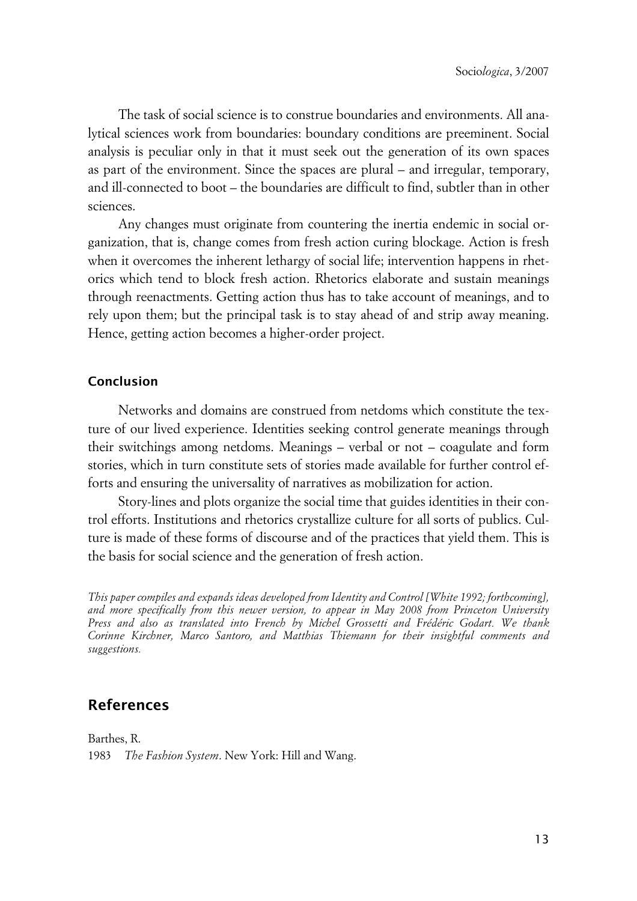The task of social science is to construe boundaries and environments. All analytical sciences work from boundaries: boundary conditions are preeminent. Social analysis is peculiar only in that it must seek out the generation of its own spaces as part of the environment. Since the spaces are plural – and irregular, temporary, and ill-connected to boot – the boundaries are difficult to find, subtler than in other sciences.

Any changes must originate from countering the inertia endemic in social organization, that is, change comes from fresh action curing blockage. Action is fresh when it overcomes the inherent lethargy of social life; intervention happens in rhetorics which tend to block fresh action. Rhetorics elaborate and sustain meanings through reenactments. Getting action thus has to take account of meanings, and to rely upon them; but the principal task is to stay ahead of and strip away meaning. Hence, getting action becomes a higher-order project.

### Conclusion

Networks and domains are construed from netdoms which constitute the texture of our lived experience. Identities seeking control generate meanings through their switchings among netdoms. Meanings – verbal or not – coagulate and form stories, which in turn constitute sets of stories made available for further control efforts and ensuring the universality of narratives as mobilization for action.

Story-lines and plots organize the social time that guides identities in their control efforts. Institutions and rhetorics crystallize culture for all sorts of publics. Culture is made of these forms of discourse and of the practices that yield them. This is the basis for social science and the generation of fresh action.

*This paper compiles and expands ideas developed from Identity and Control [White 1992; forthcoming], and more specifically from this newer version, to appear in May 2008 from Princeton University Press and also as translated into French by Michel Grossetti and Frédéric Godart. We thank Corinne Kirchner, Marco Santoro, and Matthias Thiemann for their insightful comments and suggestions.*

## References

Barthes, R.
1983 *The Fashion System*. New York: Hill and Wang.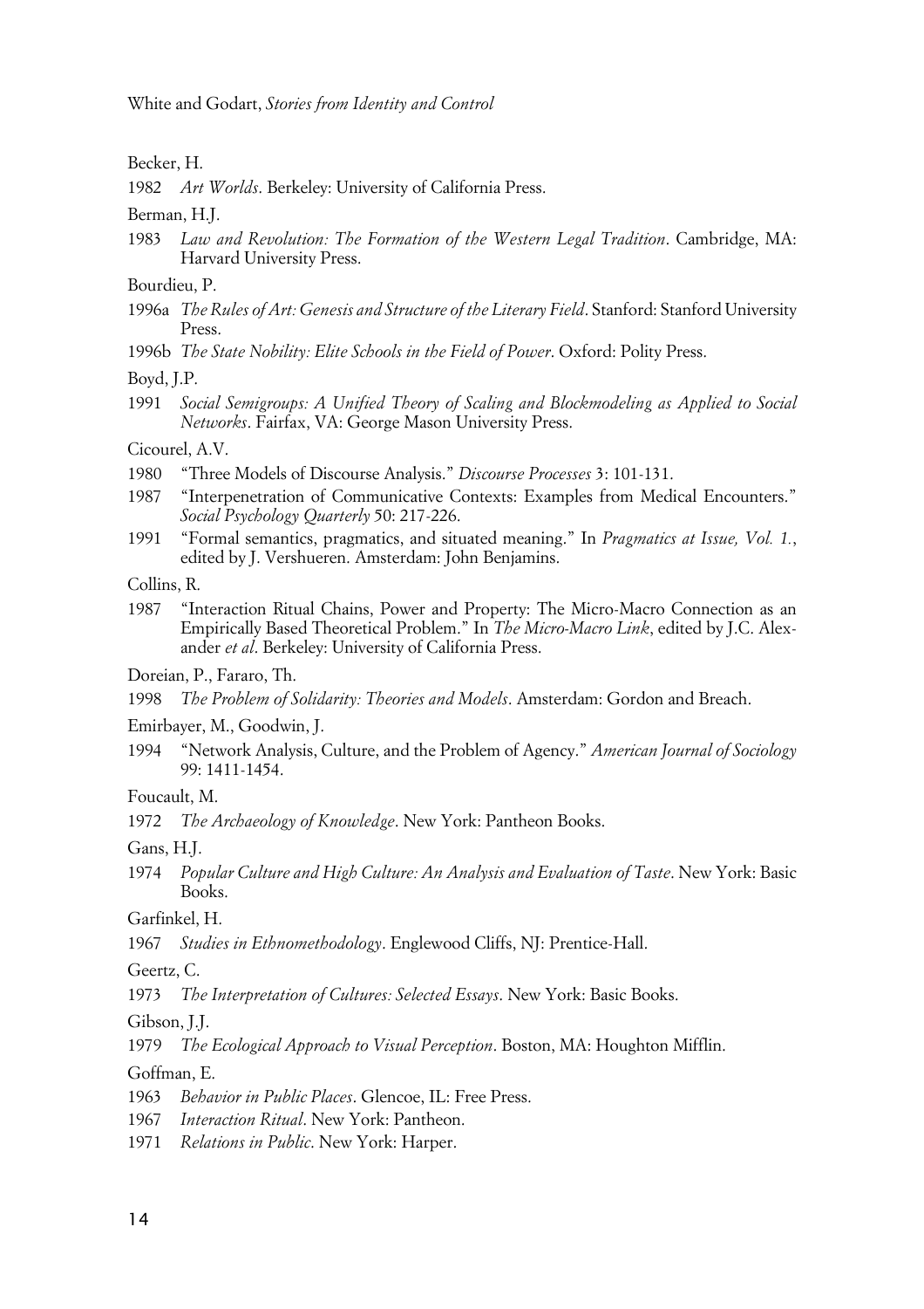Becker, H.

1982 *Art Worlds*. Berkeley: University of California Press.

Berman, H.J.

1983 *Law and Revolution: The Formation of the Western Legal Tradition*. Cambridge, MA: Harvard University Press.

Bourdieu, P.

1996a *The Rules of Art: Genesis and Structure of the Literary Field*. Stanford: Stanford University Press.

1996b *The State Nobility: Elite Schools in the Field of Power*. Oxford: Polity Press.

Boyd, J.P.

1991 *Social Semigroups: A Unified Theory of Scaling and Blockmodeling as Applied to Social Networks*. Fairfax, VA: George Mason University Press.

Cicourel, A.V.

1980 "Three Models of Discourse Analysis." *Discourse Processes* 3: 101-131.

1987 "Interpenetration of Communicative Contexts: Examples from Medical Encounters." *Social Psychology Quarterly* 50: 217-226.

1991 "Formal semantics, pragmatics, and situated meaning." In *Pragmatics at Issue, Vol. 1.*, edited by J. Vershueren. Amsterdam: John Benjamins.

Collins, R.

1987 "Interaction Ritual Chains, Power and Property: The Micro-Macro Connection as an Empirically Based Theoretical Problem." In *The Micro-Macro Link*, edited by J.C. Alexander *et al*. Berkeley: University of California Press.

Doreian, P., Fararo, Th.

1998 *The Problem of Solidarity: Theories and Models*. Amsterdam: Gordon and Breach.

Emirbayer, M., Goodwin, J.

1994 "Network Analysis, Culture, and the Problem of Agency." *American Journal of Sociology* 99: 1411-1454.

Foucault, M.

1972 *The Archaeology of Knowledge*. New York: Pantheon Books.

Gans, H.J.

1974 *Popular Culture and High Culture: An Analysis and Evaluation of Taste*. New York: Basic Books.

Garfinkel, H.

1967 *Studies in Ethnomethodology*. Englewood Cliffs, NJ: Prentice-Hall.

Geertz, C.

1973 *The Interpretation of Cultures: Selected Essays*. New York: Basic Books.

Gibson, J.J.

1979 *The Ecological Approach to Visual Perception*. Boston, MA: Houghton Mifflin.

Goffman, E.

1963 *Behavior in Public Places*. Glencoe, IL: Free Press.

1967 *Interaction Ritual*. New York: Pantheon.

1971 *Relations in Public*. New York: Harper.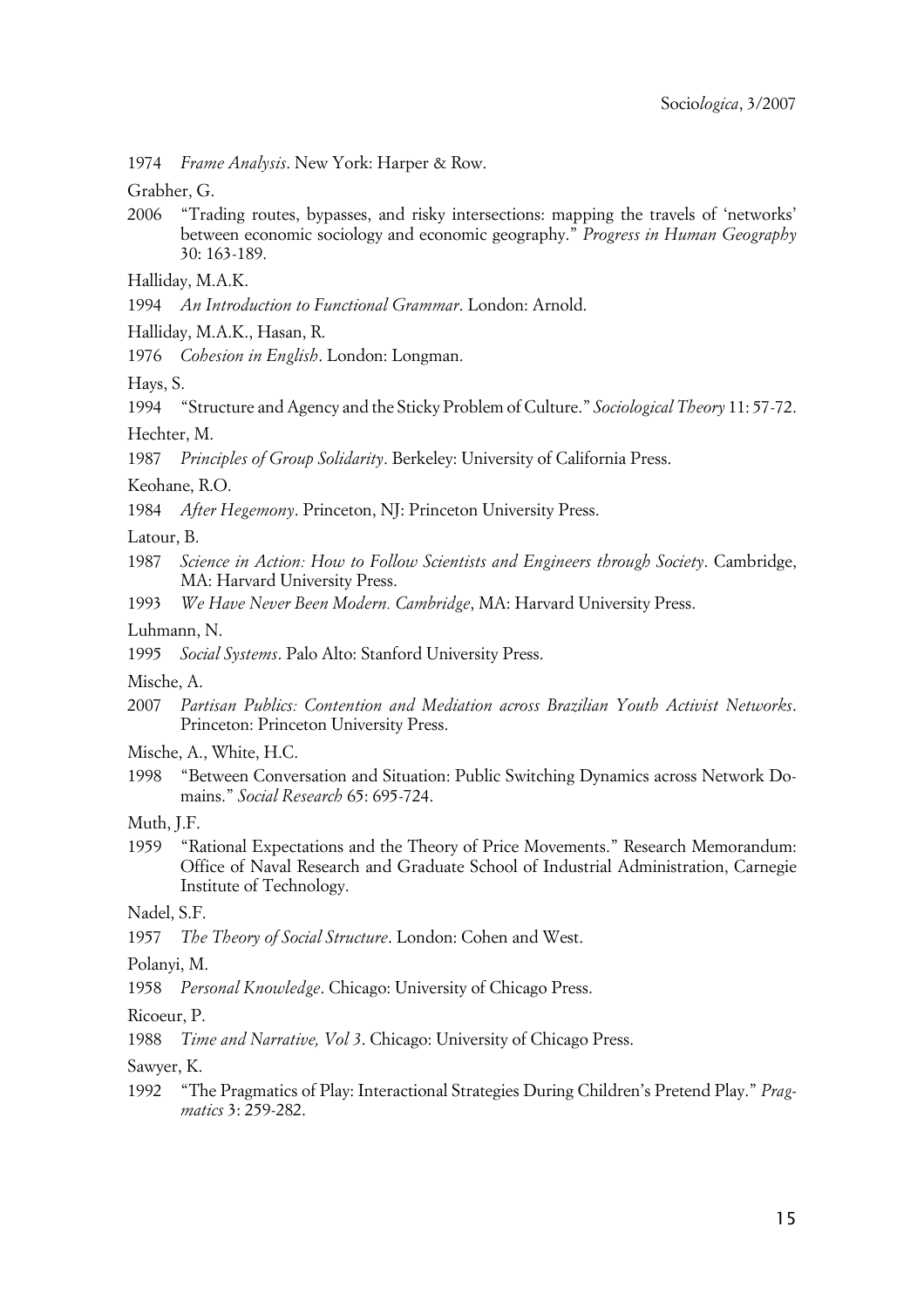1974 *Frame Analysis*. New York: Harper & Row.

Grabher, G.

2006 "Trading routes, bypasses, and risky intersections: mapping the travels of 'networks' between economic sociology and economic geography." *Progress in Human Geography* 30: 163-189.

Halliday, M.A.K.

1994 *An Introduction to Functional Grammar*. London: Arnold.

Halliday, M.A.K., Hasan, R.

1976 *Cohesion in English*. London: Longman.

Hays, S.

1994 "Structure and Agency and the Sticky Problem of Culture." *Sociological Theory* 11: 57-72.

Hechter, M.

1987 *Principles of Group Solidarity*. Berkeley: University of California Press.

Keohane, R.O.

1984 *After Hegemony*. Princeton, NJ: Princeton University Press.

Latour, B.

1987 *Science in Action: How to Follow Scientists and Engineers through Society*. Cambridge, MA: Harvard University Press.

1993 *We Have Never Been Modern. Cambridge*, MA: Harvard University Press.

Luhmann, N.

1995 *Social Systems*. Palo Alto: Stanford University Press.

Mische, A.

2007 *Partisan Publics: Contention and Mediation across Brazilian Youth Activist Networks*. Princeton: Princeton University Press.

Mische, A., White, H.C.

1998 "Between Conversation and Situation: Public Switching Dynamics across Network Domains." *Social Research* 65: 695-724.

Muth, J.F.

1959 "Rational Expectations and the Theory of Price Movements." Research Memorandum: Office of Naval Research and Graduate School of Industrial Administration, Carnegie Institute of Technology.

Nadel, S.F.

1957 *The Theory of Social Structure*. London: Cohen and West.

Polanyi, M.

1958 *Personal Knowledge*. Chicago: University of Chicago Press.

Ricoeur, P.

1988 *Time and Narrative, Vol 3*. Chicago: University of Chicago Press.

Sawyer, K.

1992 "The Pragmatics of Play: Interactional Strategies During Children's Pretend Play." *Pragmatics* 3: 259-282.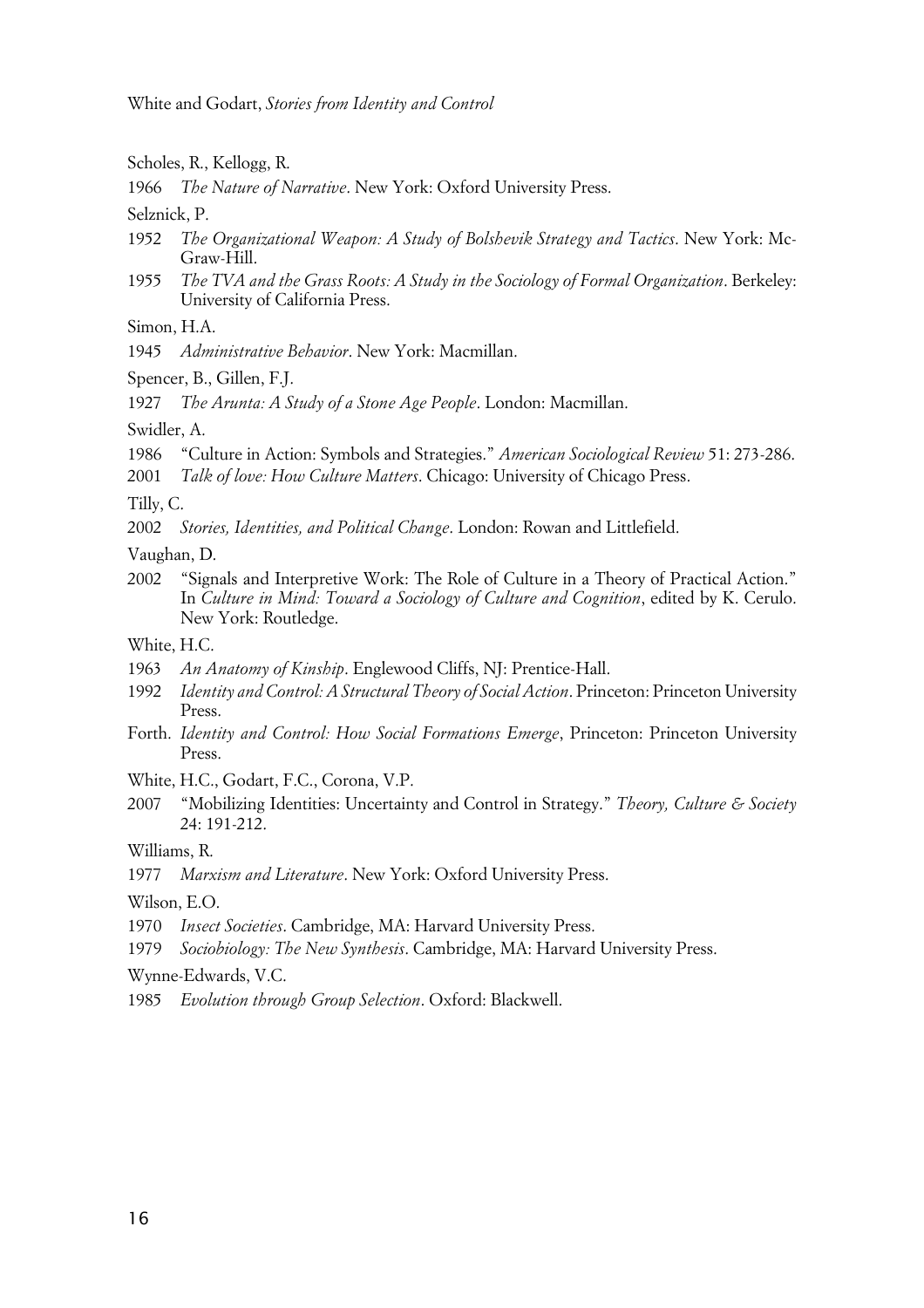Scholes, R., Kellogg, R.

1966 *The Nature of Narrative*. New York: Oxford University Press.

Selznick, P.

1952 *The Organizational Weapon: A Study of Bolshevik Strategy and Tactics*. New York: Mc-Graw-Hill.

1955 *The TVA and the Grass Roots: A Study in the Sociology of Formal Organization*. Berkeley: University of California Press.

Simon, H.A.

1945 *Administrative Behavior*. New York: Macmillan.

Spencer, B., Gillen, F.J.

1927 *The Arunta: A Study of a Stone Age People*. London: Macmillan.

Swidler, A.

1986 "Culture in Action: Symbols and Strategies." *American Sociological Review* 51: 273-286.

2001 *Talk of love: How Culture Matters*. Chicago: University of Chicago Press.

Tilly, C.

2002 *Stories, Identities, and Political Change*. London: Rowan and Littlefield.

Vaughan, D.

2002 "Signals and Interpretive Work: The Role of Culture in a Theory of Practical Action." In *Culture in Mind: Toward a Sociology of Culture and Cognition*, edited by K. Cerulo. New York: Routledge.

White, H.C.

1963 *An Anatomy of Kinship*. Englewood Cliffs, NJ: Prentice-Hall.

1992 *Identity and Control: A Structural Theory of Social Action*. Princeton: Princeton University Press.

Forth. *Identity and Control: How Social Formations Emerge*, Princeton: Princeton University Press.

White, H.C., Godart, F.C., Corona, V.P.

2007 "Mobilizing Identities: Uncertainty and Control in Strategy." *Theory, Culture & Society* 24: 191-212.

Williams, R.

1977 *Marxism and Literature*. New York: Oxford University Press.

Wilson, E.O.

1970 *Insect Societies*. Cambridge, MA: Harvard University Press.

1979 *Sociobiology: The New Synthesis*. Cambridge, MA: Harvard University Press.

Wynne-Edwards, V.C.

1985 *Evolution through Group Selection*. Oxford: Blackwell.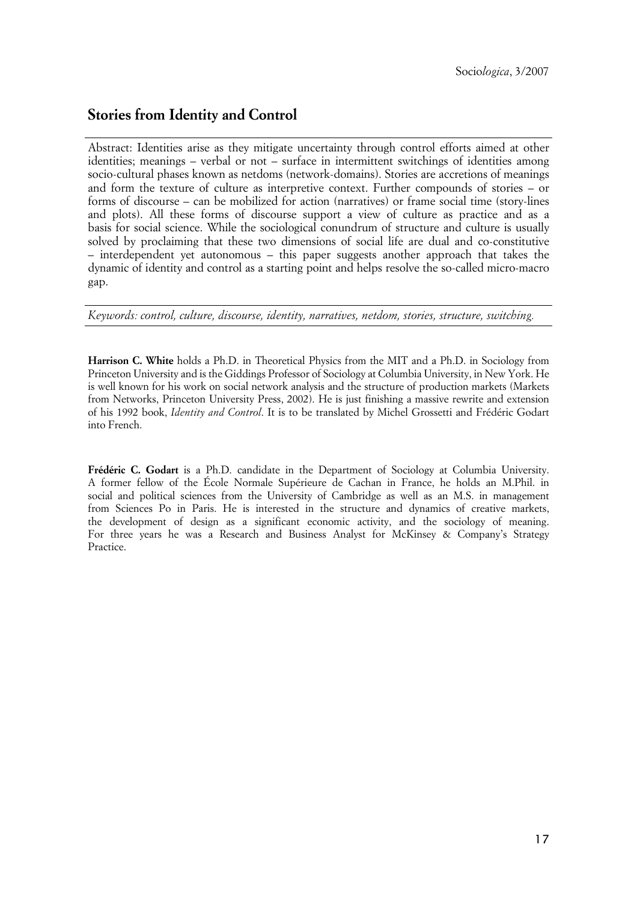## Stories from Identity and Control

Abstract: Identities arise as they mitigate uncertainty through control efforts aimed at other identities; meanings – verbal or not – surface in intermittent switchings of identities among socio-cultural phases known as netdoms (network-domains). Stories are accretions of meanings and form the texture of culture as interpretive context. Further compounds of stories – or forms of discourse – can be mobilized for action (narratives) or frame social time (story-lines and plots). All these forms of discourse support a view of culture as practice and as a basis for social science. While the sociological conundrum of structure and culture is usually solved by proclaiming that these two dimensions of social life are dual and co-constitutive – interdependent yet autonomous – this paper suggests another approach that takes the dynamic of identity and control as a starting point and helps resolve the so-called micro-macro gap.

*Keywords: control, culture, discourse, identity, narratives, netdom, stories, structure, switching.*

**Harrison C. White** holds a Ph.D. in Theoretical Physics from the MIT and a Ph.D. in Sociology from Princeton University and is the Giddings Professor of Sociology at Columbia University, in New York. He is well known for his work on social network analysis and the structure of production markets (Markets from Networks, Princeton University Press, 2002). He is just finishing a massive rewrite and extension of his 1992 book, *Identity and Control*. It is to be translated by Michel Grossetti and Frédéric Godart into French.

**Frédéric C. Godart** is a Ph.D. candidate in the Department of Sociology at Columbia University. A former fellow of the École Normale Supérieure de Cachan in France, he holds an M.Phil. in social and political sciences from the University of Cambridge as well as an M.S. in management from Sciences Po in Paris. He is interested in the structure and dynamics of creative markets, the development of design as a significant economic activity, and the sociology of meaning. For three years he was a Research and Business Analyst for McKinsey & Company's Strategy Practice.